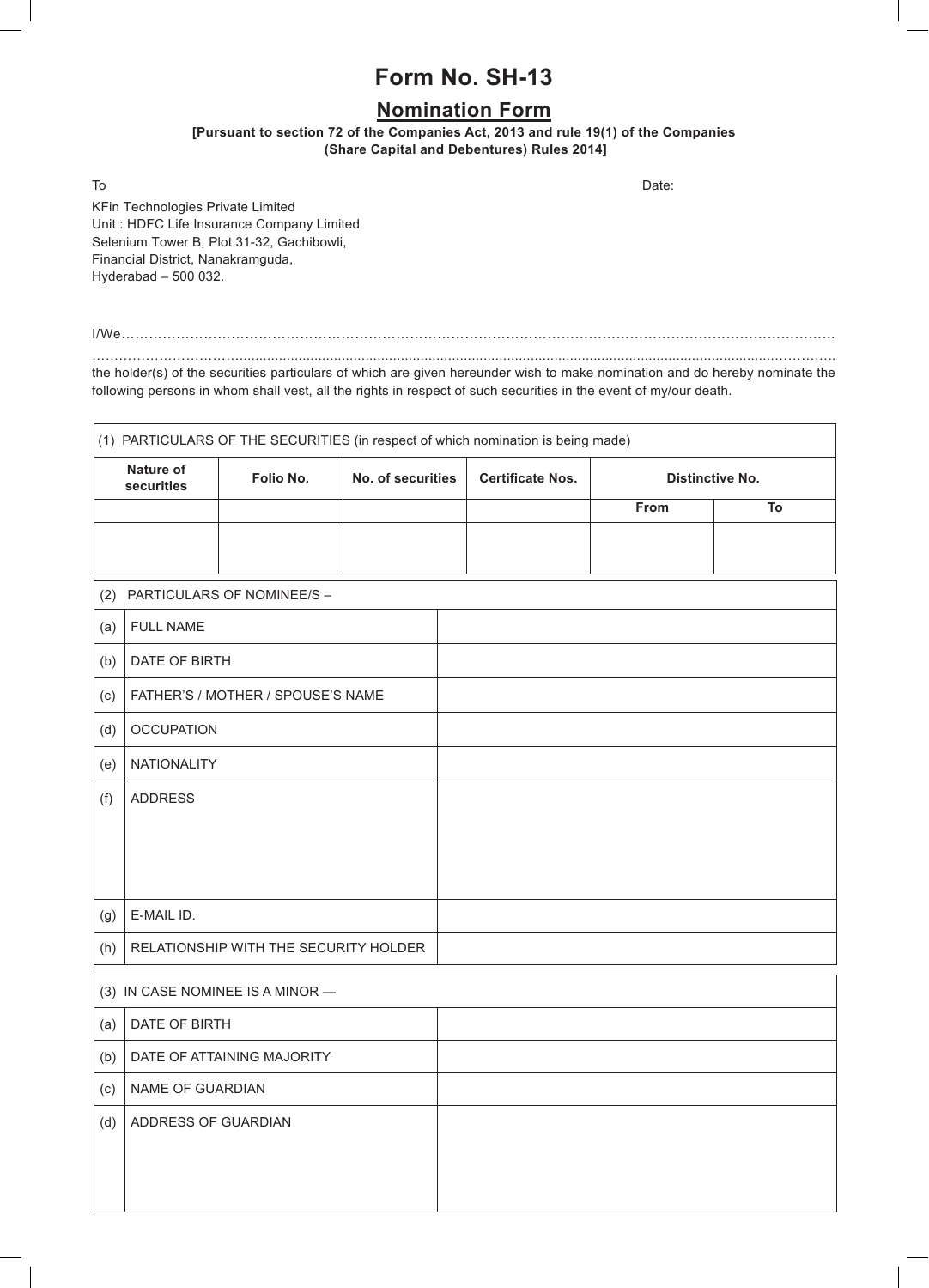# Form No. SH-13

## Nomination Form

**[Pursuant to section 72 of the Companies Act, 2013 and rule 19(1) of the Companies (Share Capital and Debentures) Rules 2014]**

To

KFin Technologies Private Limited
Unit : HDFC Life Insurance Company Limited
Selenium Tower B, Plot 31-32, Gachibowli,
Financial District, Nanakramguda,
Hyderabad – 500 032.

Date:

I/We……………………………………………………………………………………………………………………………………

……………………………………………………………………………………………………………………………………………

the holder(s) of the securities particulars of which are given hereunder wish to make nomination and do hereby nominate the following persons in whom shall vest, all the rights in respect of such securities in the event of my/our death.

(1) PARTICULARS OF THE SECURITIES (in respect of which nomination is being made)

| Nature of securities | Folio No. | No. of securities | Certificate Nos. | Distinctive No. | |
|---|---|---|---|---|---|
| | | | | From | To |
| | | | | | |

(2) PARTICULARS OF NOMINEE/S –

| | | |
|---|---|---|
| (a) | FULL NAME | |
| (b) | DATE OF BIRTH | |
| (c) | FATHER'S / MOTHER / SPOUSE'S NAME | |
| (d) | OCCUPATION | |
| (e) | NATIONALITY | |
| (f) | ADDRESS | |
| (g) | E-MAIL ID. | |
| (h) | RELATIONSHIP WITH THE SECURITY HOLDER | |

(3) IN CASE NOMINEE IS A MINOR —

| | | |
|---|---|---|
| (a) | DATE OF BIRTH | |
| (b) | DATE OF ATTAINING MAJORITY | |
| (c) | NAME OF GUARDIAN | |
| (d) | ADDRESS OF GUARDIAN | |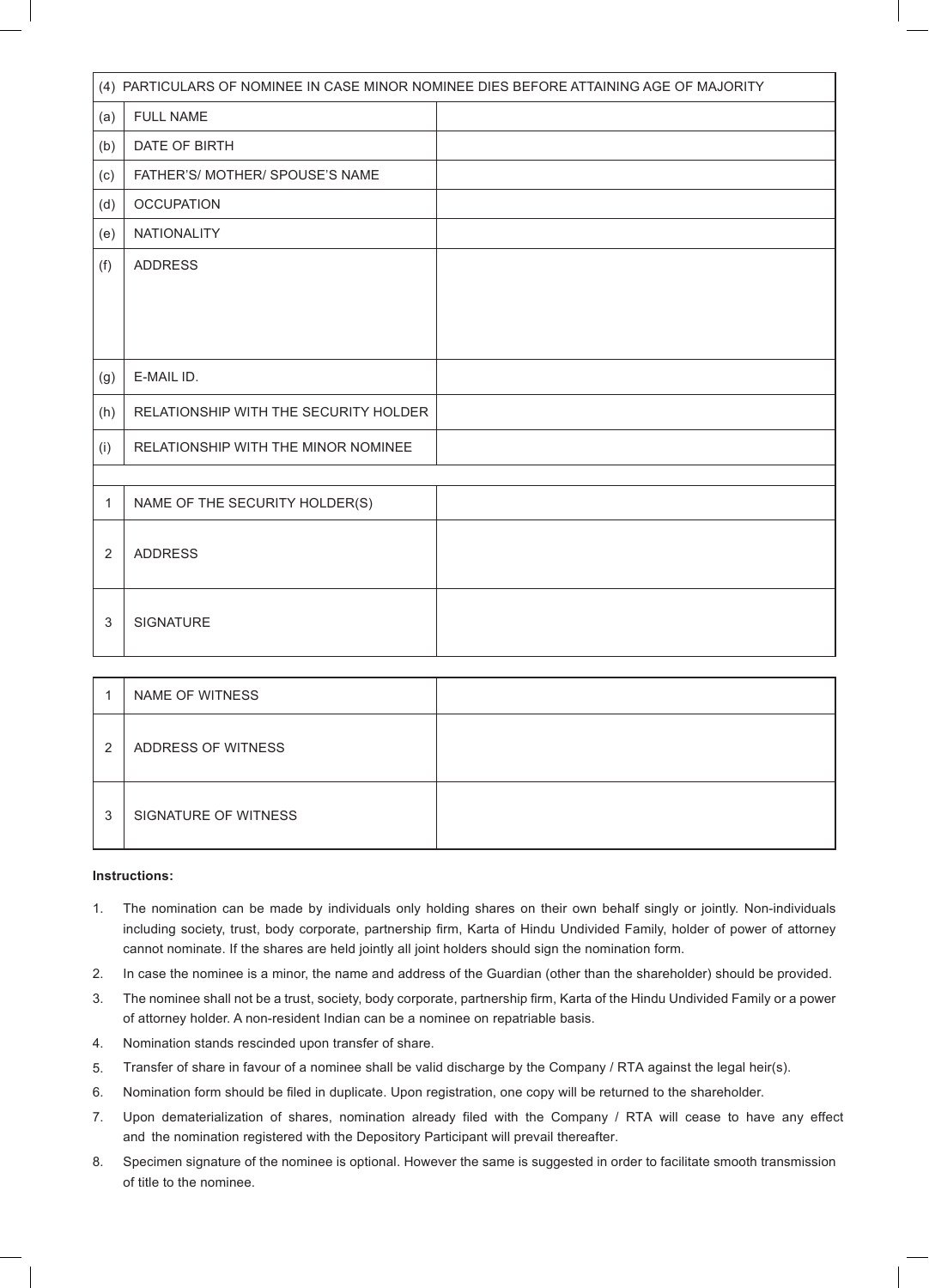| (4) PARTICULARS OF NOMINEE IN CASE MINOR NOMINEE DIES BEFORE ATTAINING AGE OF MAJORITY | | |
|---|---|---|
| (a) | FULL NAME | |
| (b) | DATE OF BIRTH | |
| (c) | FATHER'S/ MOTHER/ SPOUSE'S NAME | |
| (d) | OCCUPATION | |
| (e) | NATIONALITY | |
| (f) | ADDRESS | |
| (g) | E-MAIL ID. | |
| (h) | RELATIONSHIP WITH THE SECURITY HOLDER | |
| (i) | RELATIONSHIP WITH THE MINOR NOMINEE | |
| | | |
| 1 | NAME OF THE SECURITY HOLDER(S) | |
| 2 | ADDRESS | |
| 3 | SIGNATURE | |

| | | |
|---|---|---|
| 1 | NAME OF WITNESS | |
| 2 | ADDRESS OF WITNESS | |
| 3 | SIGNATURE OF WITNESS | |

**Instructions:**

1. The nomination can be made by individuals only holding shares on their own behalf singly or jointly. Non-individuals including society, trust, body corporate, partnership firm, Karta of Hindu Undivided Family, holder of power of attorney cannot nominate. If the shares are held jointly all joint holders should sign the nomination form.
2. In case the nominee is a minor, the name and address of the Guardian (other than the shareholder) should be provided.
3. The nominee shall not be a trust, society, body corporate, partnership firm, Karta of the Hindu Undivided Family or a power of attorney holder. A non-resident Indian can be a nominee on repatriable basis.
4. Nomination stands rescinded upon transfer of share.
5. Transfer of share in favour of a nominee shall be valid discharge by the Company / RTA against the legal heir(s).
6. Nomination form should be filed in duplicate. Upon registration, one copy will be returned to the shareholder.
7. Upon dematerialization of shares, nomination already filed with the Company / RTA will cease to have any effect and the nomination registered with the Depository Participant will prevail thereafter.
8. Specimen signature of the nominee is optional. However the same is suggested in order to facilitate smooth transmission of title to the nominee.